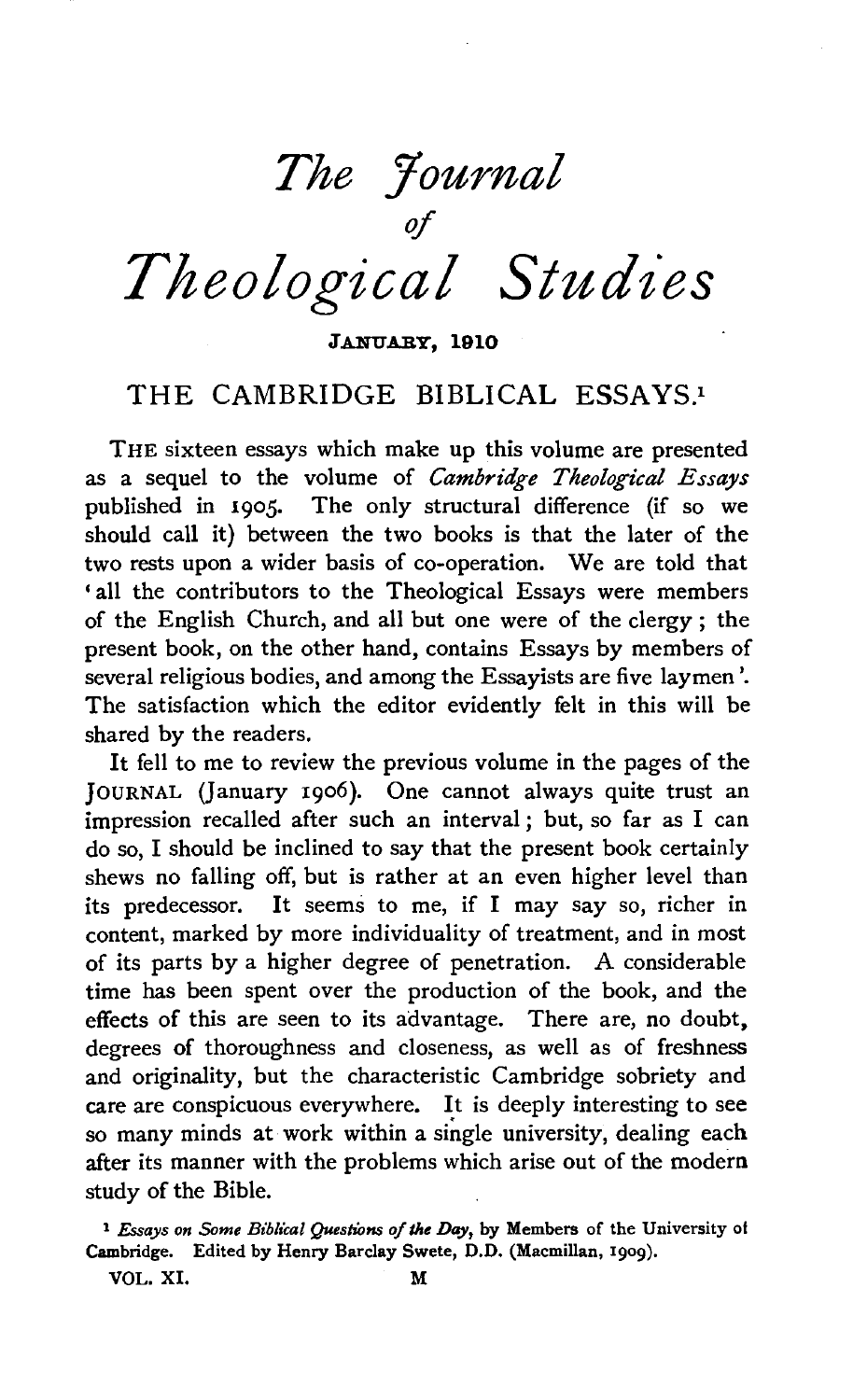# *The Journal of Theological Studies*

JANUARY, 1910

## THE CAMBRIDGE BIBLICAL ESSAYS.[1]

THE sixteen essays which make up this volume are presented as a sequel to the volume of *Cambridge Theological Essays* published in 1905. The only structural difference (if so we should call it) between the two books is that the later of the two rests upon a wider basis of co-operation. We are told that 'all the contributors to the Theological Essays were members of the English Church, and all but one were of the clergy; the present book, on the other hand, contains Essays by members of several religious bodies, and among the Essayists are five laymen'. The satisfaction which the editor evidently felt in this will be shared by the readers.

It fell to me to review the previous volume in the pages of the JOURNAL (January 1906). One cannot always quite trust an impression recalled after such an interval; but, so far as I can do so, I should be inclined to say that the present book certainly shews no falling off, but is rather at an even higher level than its predecessor. It seems to me, if I may say so, richer in content, marked by more individuality of treatment, and in most of its parts by a higher degree of penetration. A considerable time has been spent over the production of the book, and the effects of this are seen to its advantage. There are, no doubt, degrees of thoroughness and closeness, as well as of freshness and originality, but the characteristic Cambridge sobriety and care are conspicuous everywhere. It is deeply interesting to see so many minds at work within a single university, dealing each after its manner with the problems which arise out of the modern study of the Bible.

[1] *Essays on Some Biblical Questions of the Day*, by Members of the University of Cambridge. Edited by Henry Barclay Swete, D.D. (Macmillan, 1909).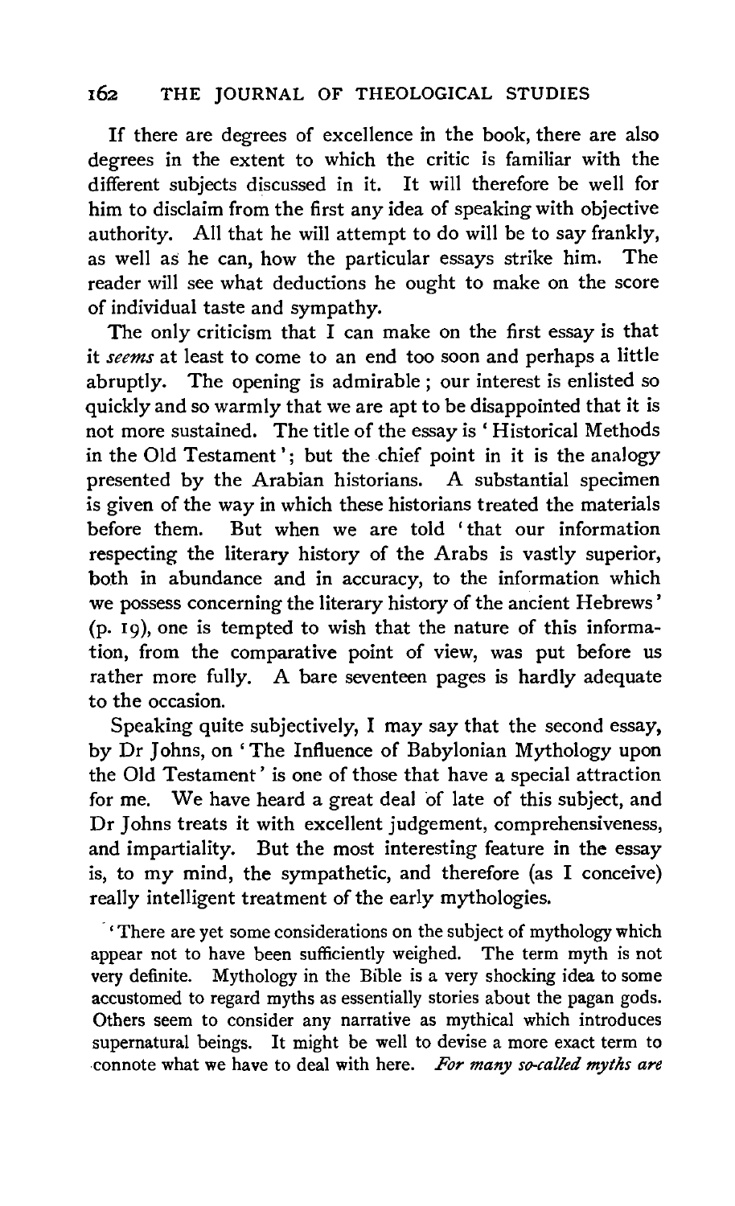If there are degrees of excellence in the book, there are also degrees in the extent to which the critic is familiar with the different subjects discussed in it. It will therefore be well for him to disclaim from the first any idea of speaking with objective authority. All that he will attempt to do will be to say frankly, as well as he can, how the particular essays strike him. The reader will see what deductions he ought to make on the score of individual taste and sympathy.

The only criticism that I can make on the first essay is that it *seems* at least to come to an end too soon and perhaps a little abruptly. The opening is admirable; our interest is enlisted so quickly and so warmly that we are apt to be disappointed that it is not more sustained. The title of the essay is 'Historical Methods in the Old Testament'; but the chief point in it is the analogy presented by the Arabian historians. A substantial specimen is given of the way in which these historians treated the materials before them. But when we are told 'that our information respecting the literary history of the Arabs is vastly superior, both in abundance and in accuracy, to the information which we possess concerning the literary history of the ancient Hebrews' (p. 19), one is tempted to wish that the nature of this information, from the comparative point of view, was put before us rather more fully. A bare seventeen pages is hardly adequate to the occasion.

Speaking quite subjectively, I may say that the second essay, by Dr Johns, on 'The Influence of Babylonian Mythology upon the Old Testament' is one of those that have a special attraction for me. We have heard a great deal of late of this subject, and Dr Johns treats it with excellent judgement, comprehensiveness, and impartiality. But the most interesting feature in the essay is, to my mind, the sympathetic, and therefore (as I conceive) really intelligent treatment of the early mythologies.

'There are yet some considerations on the subject of mythology which appear not to have been sufficiently weighed. The term myth is not very definite. Mythology in the Bible is a very shocking idea to some accustomed to regard myths as essentially stories about the pagan gods. Others seem to consider any narrative as mythical which introduces supernatural beings. It might be well to devise a more exact term to connote what we have to deal with here. *For many so-called myths are*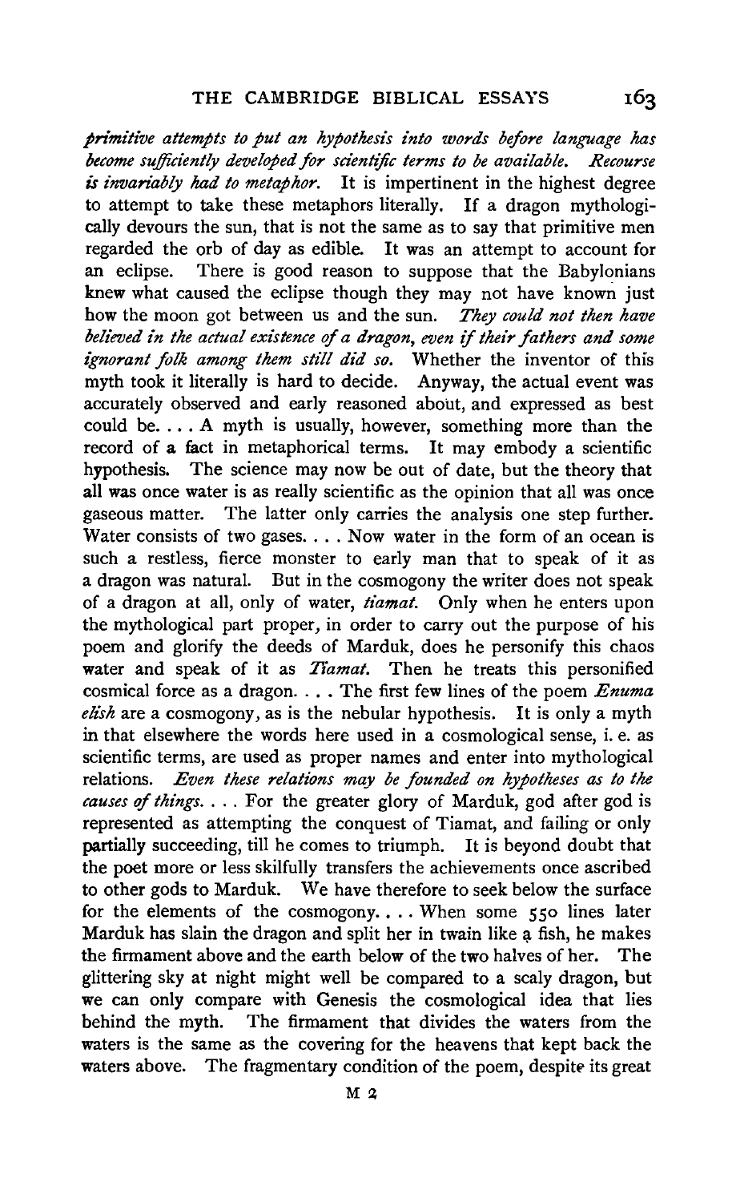*primitive attempts to put an hypothesis into words before language has become sufficiently developed for scientific terms to be available. Recourse is invariably had to metaphor.* It is impertinent in the highest degree to attempt to take these metaphors literally. If a dragon mythologically devours the sun, that is not the same as to say that primitive men regarded the orb of day as edible. It was an attempt to account for an eclipse. There is good reason to suppose that the Babylonians knew what caused the eclipse though they may not have known just how the moon got between us and the sun. *They could not then have believed in the actual existence of a dragon, even if their fathers and some ignorant folk among them still did so.* Whether the inventor of this myth took it literally is hard to decide. Anyway, the actual event was accurately observed and early reasoned about, and expressed as best could be. . . . A myth is usually, however, something more than the record of a fact in metaphorical terms. It may embody a scientific hypothesis. The science may now be out of date, but the theory that all was once water is as really scientific as the opinion that all was once gaseous matter. The latter only carries the analysis one step further. Water consists of two gases. . . . Now water in the form of an ocean is such a restless, fierce monster to early man that to speak of it as a dragon was natural. But in the cosmogony the writer does not speak of a dragon at all, only of water, *tiamat.* Only when he enters upon the mythological part proper, in order to carry out the purpose of his poem and glorify the deeds of Marduk, does he personify this chaos water and speak of it as *Tiamat.* Then he treats this personified cosmical force as a dragon. . . . The first few lines of the poem *Enuma elish* are a cosmogony, as is the nebular hypothesis. It is only a myth in that elsewhere the words here used in a cosmological sense, i. e. as scientific terms, are used as proper names and enter into mythological relations. *Even these relations may be founded on hypotheses as to the causes of things.* . . . For the greater glory of Marduk, god after god is represented as attempting the conquest of Tiamat, and failing or only partially succeeding, till he comes to triumph. It is beyond doubt that the poet more or less skilfully transfers the achievements once ascribed to other gods to Marduk. We have therefore to seek below the surface for the elements of the cosmogony. . . . When some 550 lines later Marduk has slain the dragon and split her in twain like a fish, he makes the firmament above and the earth below of the two halves of her. The glittering sky at night might well be compared to a scaly dragon, but we can only compare with Genesis the cosmological idea that lies behind the myth. The firmament that divides the waters from the waters is the same as the covering for the heavens that kept back the waters above. The fragmentary condition of the poem, despite its great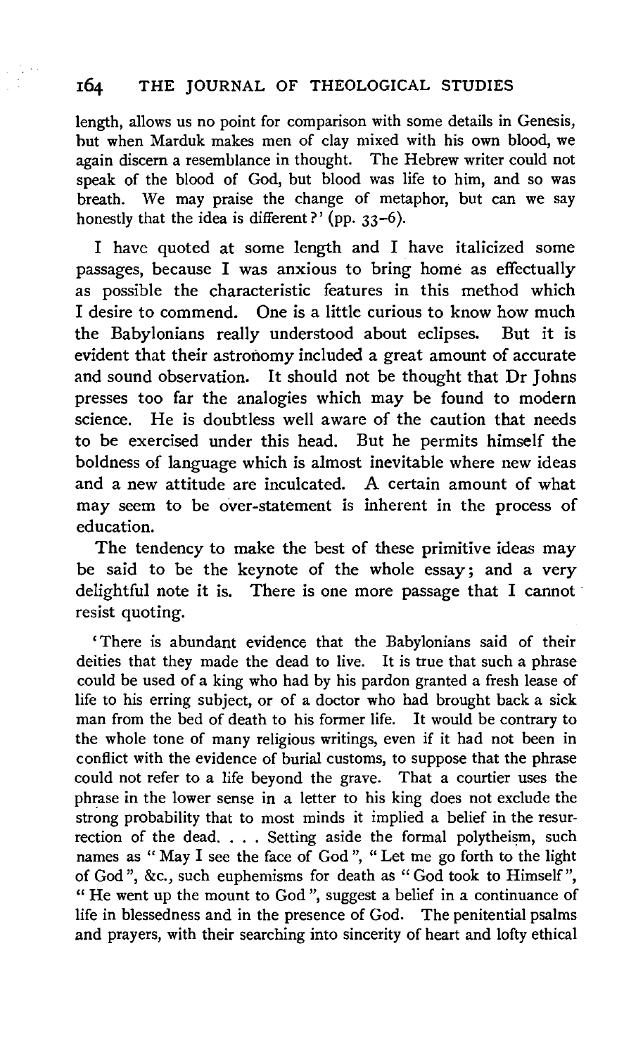length, allows us no point for comparison with some details in Genesis, but when Marduk makes men of clay mixed with his own blood, we again discern a resemblance in thought. The Hebrew writer could not speak of the blood of God, but blood was life to him, and so was breath. We may praise the change of metaphor, but can we say honestly that the idea is different?' (pp. 33–6).

I have quoted at some length and I have italicized some passages, because I was anxious to bring home as effectually as possible the characteristic features in this method which I desire to commend. One is a little curious to know how much the Babylonians really understood about eclipses. But it is evident that their astronomy included a great amount of accurate and sound observation. It should not be thought that Dr Johns presses too far the analogies which may be found to modern science. He is doubtless well aware of the caution that needs to be exercised under this head. But he permits himself the boldness of language which is almost inevitable where new ideas and a new attitude are inculcated. A certain amount of what may seem to be over-statement is inherent in the process of education.

The tendency to make the best of these primitive ideas may be said to be the keynote of the whole essay; and a very delightful note it is. There is one more passage that I cannot resist quoting.

'There is abundant evidence that the Babylonians said of their deities that they made the dead to live. It is true that such a phrase could be used of a king who had by his pardon granted a fresh lease of life to his erring subject, or of a doctor who had brought back a sick man from the bed of death to his former life. It would be contrary to the whole tone of many religious writings, even if it had not been in conflict with the evidence of burial customs, to suppose that the phrase could not refer to a life beyond the grave. That a courtier uses the phrase in the lower sense in a letter to his king does not exclude the strong probability that to most minds it implied a belief in the resurrection of the dead. . . . Setting aside the formal polytheism, such names as "May I see the face of God", "Let me go forth to the light of God", &c., such euphemisms for death as "God took to Himself", "He went up the mount to God", suggest a belief in a continuance of life in blessedness and in the presence of God. The penitential psalms and prayers, with their searching into sincerity of heart and lofty ethical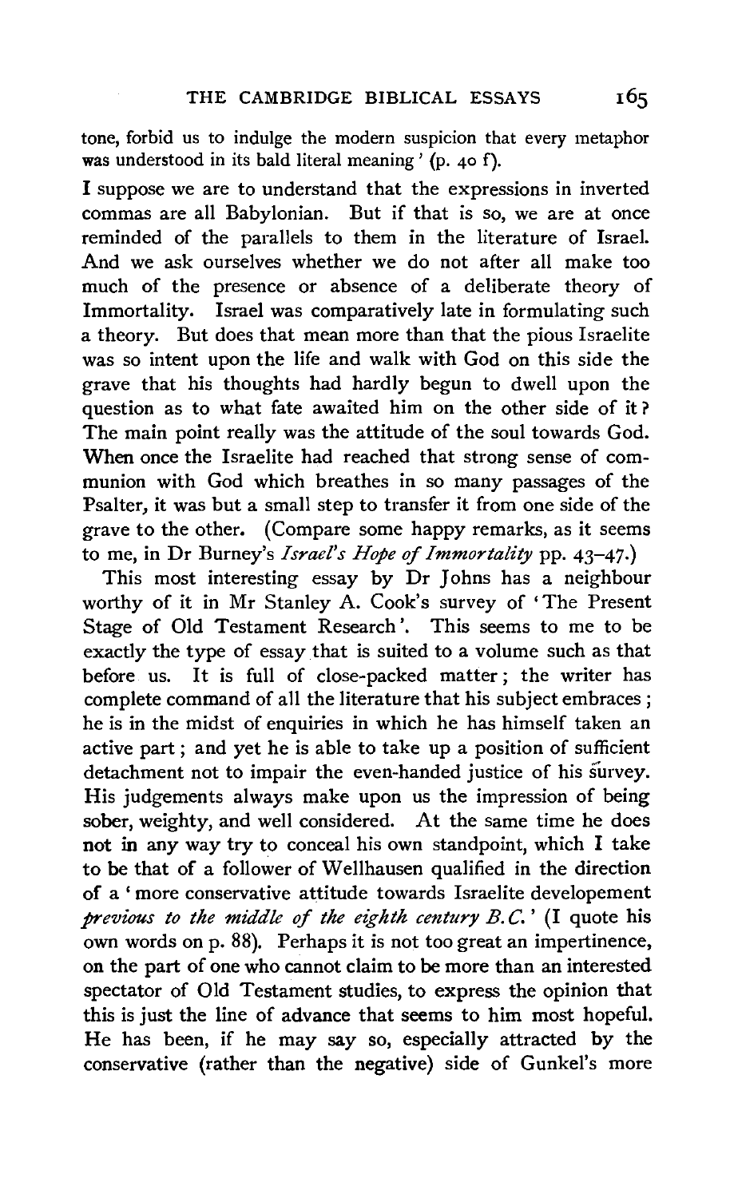tone, forbid us to indulge the modern suspicion that every metaphor was understood in its bald literal meaning' (p. 40 f).

I suppose we are to understand that the expressions in inverted commas are all Babylonian. But if that is so, we are at once reminded of the parallels to them in the literature of Israel. And we ask ourselves whether we do not after all make too much of the presence or absence of a deliberate theory of Immortality. Israel was comparatively late in formulating such a theory. But does that mean more than that the pious Israelite was so intent upon the life and walk with God on this side the grave that his thoughts had hardly begun to dwell upon the question as to what fate awaited him on the other side of it? The main point really was the attitude of the soul towards God. When once the Israelite had reached that strong sense of communion with God which breathes in so many passages of the Psalter, it was but a small step to transfer it from one side of the grave to the other. (Compare some happy remarks, as it seems to me, in Dr Burney's *Israel's Hope of Immortality* pp. 43–47.)

This most interesting essay by Dr Johns has a neighbour worthy of it in Mr Stanley A. Cook's survey of 'The Present Stage of Old Testament Research'. This seems to me to be exactly the type of essay that is suited to a volume such as that before us. It is full of close-packed matter; the writer has complete command of all the literature that his subject embraces; he is in the midst of enquiries in which he has himself taken an active part; and yet he is able to take up a position of sufficient detachment not to impair the even-handed justice of his survey. His judgements always make upon us the impression of being sober, weighty, and well considered. At the same time he does not in any way try to conceal his own standpoint, which I take to be that of a follower of Wellhausen qualified in the direction of a 'more conservative attitude towards Israelite developement *previous to the middle of the eighth century B.C.*' (I quote his own words on p. 88). Perhaps it is not too great an impertinence, on the part of one who cannot claim to be more than an interested spectator of Old Testament studies, to express the opinion that this is just the line of advance that seems to him most hopeful. He has been, if he may say so, especially attracted by the conservative (rather than the negative) side of Gunkel's more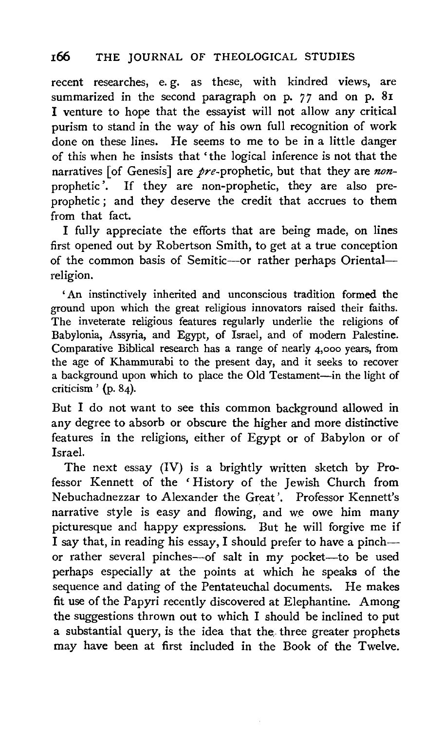recent researches, e. g. as these, with kindred views, are summarized in the second paragraph on p. 77 and on p. 81 I venture to hope that the essayist will not allow any critical purism to stand in the way of his own full recognition of work done on these lines. He seems to me to be in a little danger of this when he insists that 'the logical inference is not that the narratives [of Genesis] are *pre*-prophetic, but that they are *non*-prophetic'. If they are non-prophetic, they are also pre-prophetic; and they deserve the credit that accrues to them from that fact.

I fully appreciate the efforts that are being made, on lines first opened out by Robertson Smith, to get at a true conception of the common basis of Semitic—or rather perhaps Oriental—religion.

> 'An instinctively inherited and unconscious tradition formed the ground upon which the great religious innovators raised their faiths. The inveterate religious features regularly underlie the religions of Babylonia, Assyria, and Egypt, of Israel, and of modern Palestine. Comparative Biblical research has a range of nearly 4,000 years, from the age of Khammurabi to the present day, and it seeks to recover a background upon which to place the Old Testament—in the light of criticism' (p. 84).

But I do not want to see this common background allowed in any degree to absorb or obscure the higher and more distinctive features in the religions, either of Egypt or of Babylon or of Israel.

The next essay (IV) is a brightly written sketch by Professor Kennett of the 'History of the Jewish Church from Nebuchadnezzar to Alexander the Great'. Professor Kennett's narrative style is easy and flowing, and we owe him many picturesque and happy expressions. But he will forgive me if I say that, in reading his essay, I should prefer to have a pinch—or rather several pinches—of salt in my pocket—to be used perhaps especially at the points at which he speaks of the sequence and dating of the Pentateuchal documents. He makes fit use of the Papyri recently discovered at Elephantine. Among the suggestions thrown out to which I should be inclined to put a substantial query, is the idea that the three greater prophets may have been at first included in the Book of the Twelve.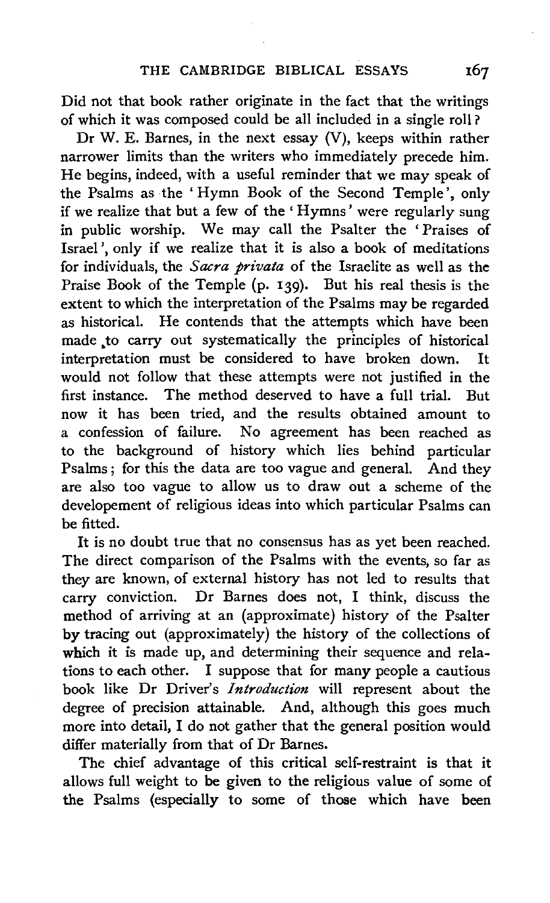Did not that book rather originate in the fact that the writings of which it was composed could be all included in a single roll?

Dr W. E. Barnes, in the next essay (V), keeps within rather narrower limits than the writers who immediately precede him. He begins, indeed, with a useful reminder that we may speak of the Psalms as the 'Hymn Book of the Second Temple', only if we realize that but a few of the 'Hymns' were regularly sung in public worship. We may call the Psalter the 'Praises of Israel', only if we realize that it is also a book of meditations for individuals, the *Sacra privata* of the Israelite as well as the Praise Book of the Temple (p. 139). But his real thesis is the extent to which the interpretation of the Psalms may be regarded as historical. He contends that the attempts which have been made to carry out systematically the principles of historical interpretation must be considered to have broken down. It would not follow that these attempts were not justified in the first instance. The method deserved to have a full trial. But now it has been tried, and the results obtained amount to a confession of failure. No agreement has been reached as to the background of history which lies behind particular Psalms; for this the data are too vague and general. And they are also too vague to allow us to draw out a scheme of the developement of religious ideas into which particular Psalms can be fitted.

It is no doubt true that no consensus has as yet been reached. The direct comparison of the Psalms with the events, so far as they are known, of external history has not led to results that carry conviction. Dr Barnes does not, I think, discuss the method of arriving at an (approximate) history of the Psalter by tracing out (approximately) the history of the collections of which it is made up, and determining their sequence and relations to each other. I suppose that for many people a cautious book like Dr Driver's *Introduction* will represent about the degree of precision attainable. And, although this goes much more into detail, I do not gather that the general position would differ materially from that of Dr Barnes.

The chief advantage of this critical self-restraint is that it allows full weight to be given to the religious value of some of the Psalms (especially to some of those which have been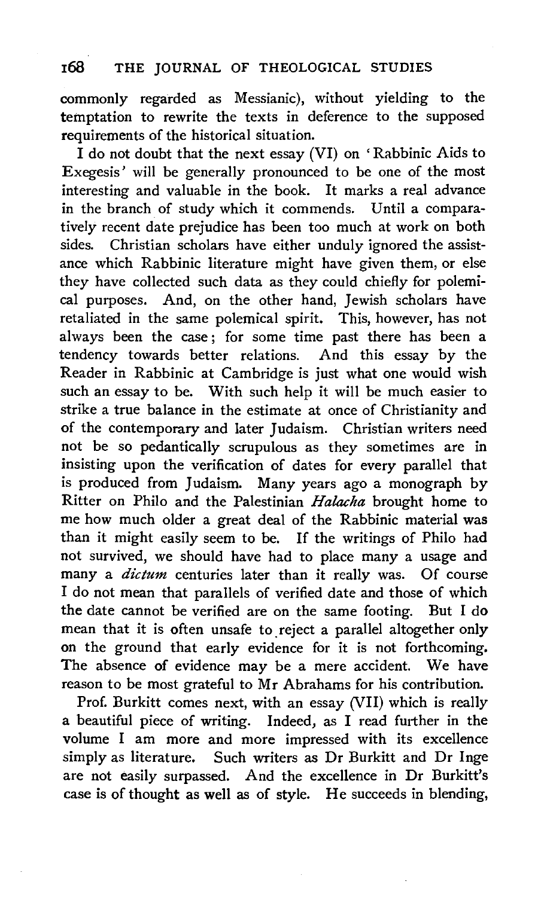commonly regarded as Messianic), without yielding to the temptation to rewrite the texts in deference to the supposed requirements of the historical situation.

I do not doubt that the next essay (VI) on 'Rabbinic Aids to Exegesis' will be generally pronounced to be one of the most interesting and valuable in the book. It marks a real advance in the branch of study which it commends. Until a comparatively recent date prejudice has been too much at work on both sides. Christian scholars have either unduly ignored the assistance which Rabbinic literature might have given them, or else they have collected such data as they could chiefly for polemical purposes. And, on the other hand, Jewish scholars have retaliated in the same polemical spirit. This, however, has not always been the case; for some time past there has been a tendency towards better relations. And this essay by the Reader in Rabbinic at Cambridge is just what one would wish such an essay to be. With such help it will be much easier to strike a true balance in the estimate at once of Christianity and of the contemporary and later Judaism. Christian writers need not be so pedantically scrupulous as they sometimes are in insisting upon the verification of dates for every parallel that is produced from Judaism. Many years ago a monograph by Ritter on Philo and the Palestinian *Halacha* brought home to me how much older a great deal of the Rabbinic material was than it might easily seem to be. If the writings of Philo had not survived, we should have had to place many a usage and many a *dictum* centuries later than it really was. Of course I do not mean that parallels of verified date and those of which the date cannot be verified are on the same footing. But I do mean that it is often unsafe to reject a parallel altogether only on the ground that early evidence for it is not forthcoming. The absence of evidence may be a mere accident. We have reason to be most grateful to Mr Abrahams for his contribution.

Prof. Burkitt comes next, with an essay (VII) which is really a beautiful piece of writing. Indeed, as I read further in the volume I am more and more impressed with its excellence simply as literature. Such writers as Dr Burkitt and Dr Inge are not easily surpassed. And the excellence in Dr Burkitt's case is of thought as well as of style. He succeeds in blending,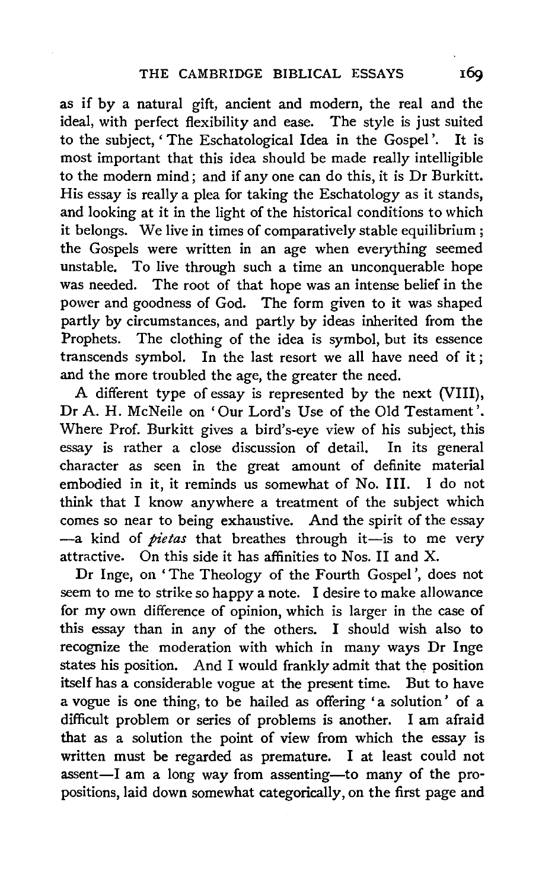as if by a natural gift, ancient and modern, the real and the ideal, with perfect flexibility and ease. The style is just suited to the subject, 'The Eschatological Idea in the Gospel'. It is most important that this idea should be made really intelligible to the modern mind; and if any one can do this, it is Dr Burkitt. His essay is really a plea for taking the Eschatology as it stands, and looking at it in the light of the historical conditions to which it belongs. We live in times of comparatively stable equilibrium; the Gospels were written in an age when everything seemed unstable. To live through such a time an unconquerable hope was needed. The root of that hope was an intense belief in the power and goodness of God. The form given to it was shaped partly by circumstances, and partly by ideas inherited from the Prophets. The clothing of the idea is symbol, but its essence transcends symbol. In the last resort we all have need of it; and the more troubled the age, the greater the need.

A different type of essay is represented by the next (VIII), Dr A. H. McNeile on 'Our Lord's Use of the Old Testament'. Where Prof. Burkitt gives a bird's-eye view of his subject, this essay is rather a close discussion of detail. In its general character as seen in the great amount of definite material embodied in it, it reminds us somewhat of No. III. I do not think that I know anywhere a treatment of the subject which comes so near to being exhaustive. And the spirit of the essay —a kind of *pietas* that breathes through it—is to me very attractive. On this side it has affinities to Nos. II and X.

Dr Inge, on 'The Theology of the Fourth Gospel', does not seem to me to strike so happy a note. I desire to make allowance for my own difference of opinion, which is larger in the case of this essay than in any of the others. I should wish also to recognize the moderation with which in many ways Dr Inge states his position. And I would frankly admit that the position itself has a considerable vogue at the present time. But to have a vogue is one thing, to be hailed as offering 'a solution' of a difficult problem or series of problems is another. I am afraid that as a solution the point of view from which the essay is written must be regarded as premature. I at least could not assent—I am a long way from assenting—to many of the propositions, laid down somewhat categorically, on the first page and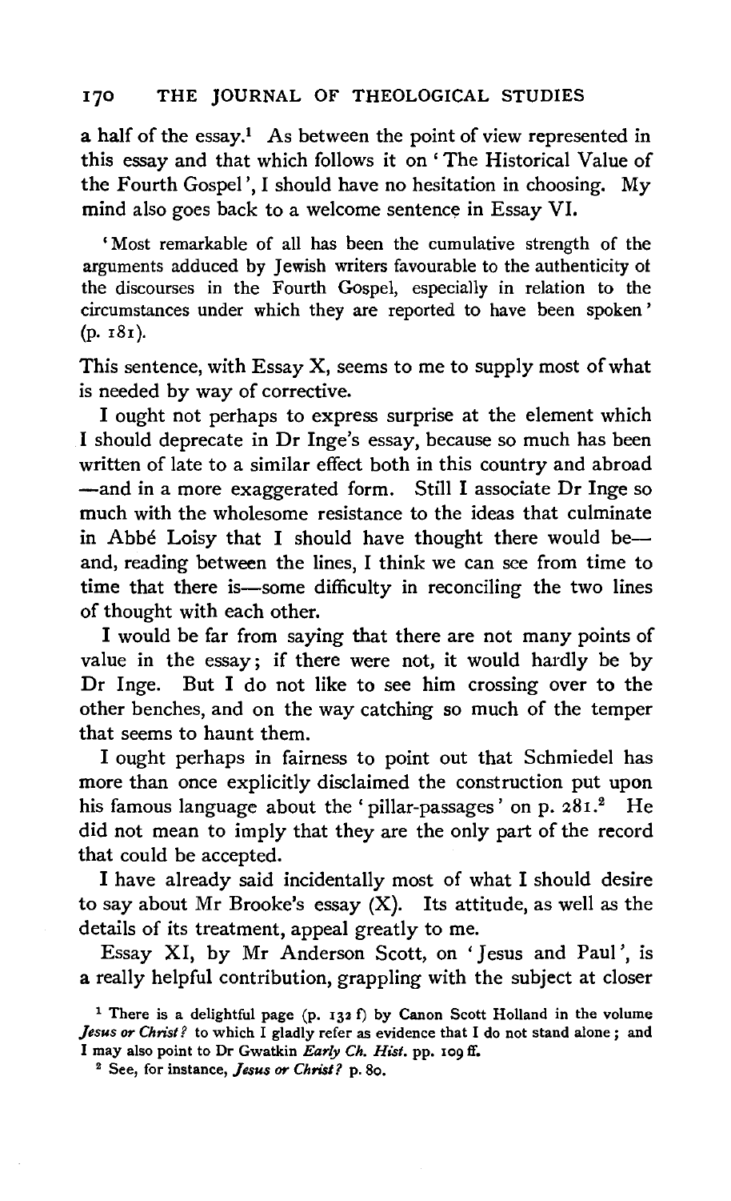a half of the essay.[1] As between the point of view represented in this essay and that which follows it on 'The Historical Value of the Fourth Gospel', I should have no hesitation in choosing. My mind also goes back to a welcome sentence in Essay VI.

> 'Most remarkable of all has been the cumulative strength of the arguments adduced by Jewish writers favourable to the authenticity of the discourses in the Fourth Gospel, especially in relation to the circumstances under which they are reported to have been spoken' (p. 181).

This sentence, with Essay X, seems to me to supply most of what is needed by way of corrective.

I ought not perhaps to express surprise at the element which I should deprecate in Dr Inge's essay, because so much has been written of late to a similar effect both in this country and abroad —and in a more exaggerated form. Still I associate Dr Inge so much with the wholesome resistance to the ideas that culminate in Abbé Loisy that I should have thought there would be— and, reading between the lines, I think we can see from time to time that there is—some difficulty in reconciling the two lines of thought with each other.

I would be far from saying that there are not many points of value in the essay; if there were not, it would hardly be by Dr Inge. But I do not like to see him crossing over to the other benches, and on the way catching so much of the temper that seems to haunt them.

I ought perhaps in fairness to point out that Schmiedel has more than once explicitly disclaimed the construction put upon his famous language about the 'pillar-passages' on p. 281.[2] He did not mean to imply that they are the only part of the record that could be accepted.

I have already said incidentally most of what I should desire to say about Mr Brooke's essay (X). Its attitude, as well as the details of its treatment, appeal greatly to me.

Essay XI, by Mr Anderson Scott, on 'Jesus and Paul', is a really helpful contribution, grappling with the subject at closer

[1] There is a delightful page (p. 132 f) by Canon Scott Holland in the volume *Jesus or Christ?* to which I gladly refer as evidence that I do not stand alone; and I may also point to Dr Gwatkin *Early Ch. Hist.* pp. 109 ff.

[2] See, for instance, *Jesus or Christ?* p. 80.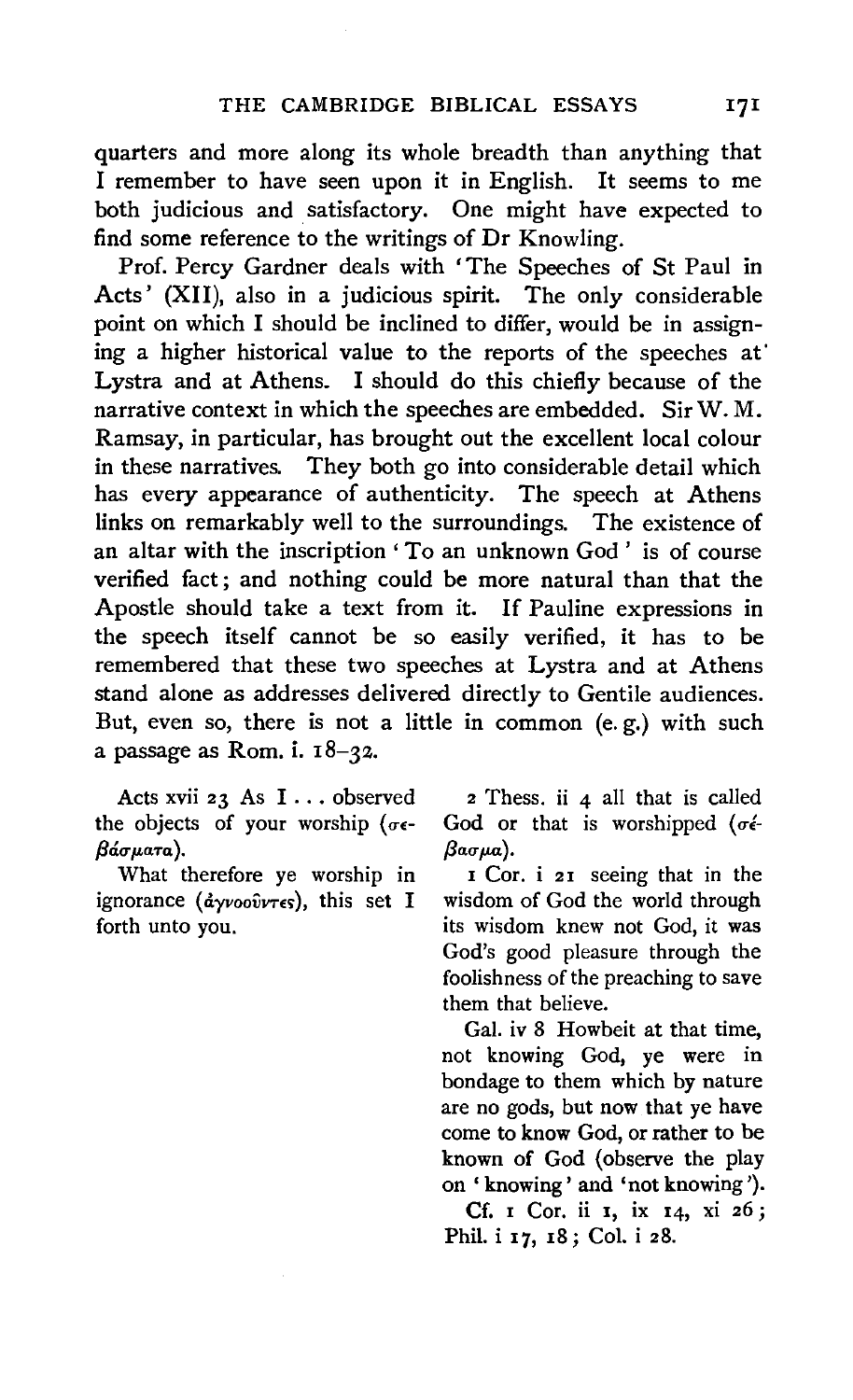quarters and more along its whole breadth than anything that I remember to have seen upon it in English. It seems to me both judicious and satisfactory. One might have expected to find some reference to the writings of Dr Knowling.

Prof. Percy Gardner deals with 'The Speeches of St Paul in Acts' (XII), also in a judicious spirit. The only considerable point on which I should be inclined to differ, would be in assigning a higher historical value to the reports of the speeches at Lystra and at Athens. I should do this chiefly because of the narrative context in which the speeches are embedded. Sir W. M. Ramsay, in particular, has brought out the excellent local colour in these narratives. They both go into considerable detail which has every appearance of authenticity. The speech at Athens links on remarkably well to the surroundings. The existence of an altar with the inscription 'To an unknown God' is of course verified fact; and nothing could be more natural than that the Apostle should take a text from it. If Pauline expressions in the speech itself cannot be so easily verified, it has to be remembered that these two speeches at Lystra and at Athens stand alone as addresses delivered directly to Gentile audiences. But, even so, there is not a little in common (e. g.) with such a passage as Rom. i. 18–32.

| | |
|---|---|
| Acts xvii 23 As I . . . observed the objects of your worship (σεβάσματα). | 2 Thess. ii 4 all that is called God or that is worshipped (σέβασμα). |
| What therefore ye worship in ignorance (ἀγνοοῦντες), this set I forth unto you. | 1 Cor. i 21 seeing that in the wisdom of God the world through its wisdom knew not God, it was God's good pleasure through the foolishness of the preaching to save them that believe. |
| | Gal. iv 8 Howbeit at that time, not knowing God, ye were in bondage to them which by nature are no gods, but now that ye have come to know God, or rather to be known of God (observe the play on 'knowing' and 'not knowing'). |
| | Cf. 1 Cor. ii 1, ix 14, xi 26; Phil. i 17, 18; Col. i 28. |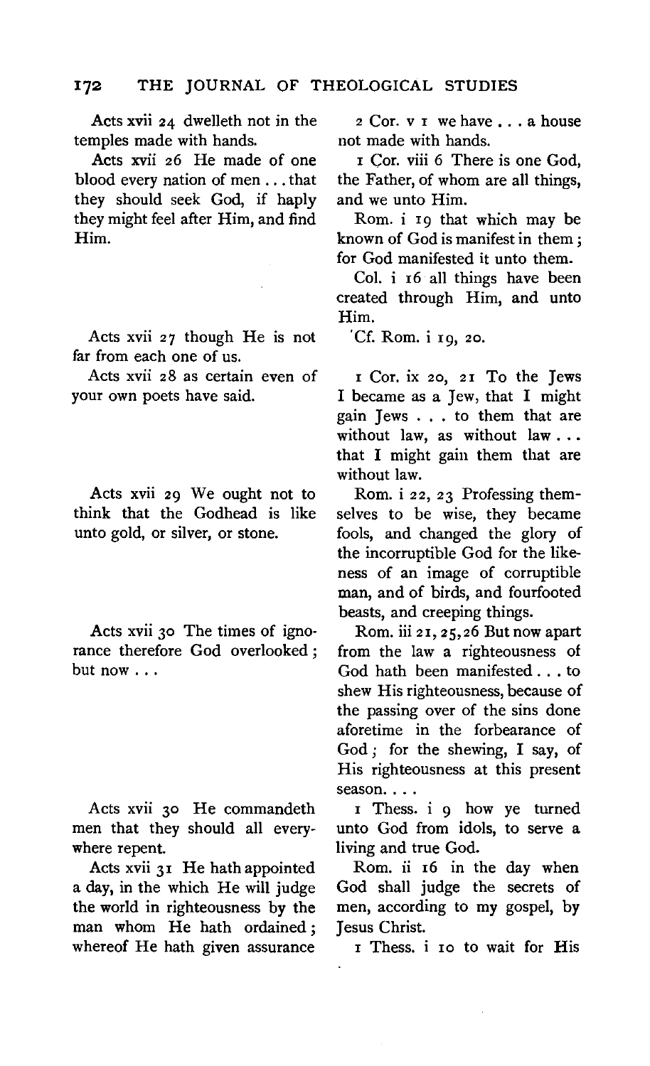| | |
|---|---|
| Acts xvii 24 dwelleth not in the temples made with hands. | 2 Cor. v 1 we have . . . a house not made with hands. |
| Acts xvii 26 He made of one blood every nation of men . . . that they should seek God, if haply they might feel after Him, and find Him. | 1 Cor. viii 6 There is one God, the Father, of whom are all things, and we unto Him. <br> Rom. i 19 that which may be known of God is manifest in them; for God manifested it unto them. <br> Col. i 16 all things have been created through Him, and unto Him. |
| Acts xvii 27 though He is not far from each one of us. | Cf. Rom. i 19, 20. |
| Acts xvii 28 as certain even of your own poets have said. | 1 Cor. ix 20, 21 To the Jews I became as a Jew, that I might gain Jews . . . to them that are without law, as without law . . . that I might gain them that are without law. |
| Acts xvii 29 We ought not to think that the Godhead is like unto gold, or silver, or stone. | Rom. i 22, 23 Professing themselves to be wise, they became fools, and changed the glory of the incorruptible God for the likeness of an image of corruptible man, and of birds, and fourfooted beasts, and creeping things. |
| Acts xvii 30 The times of ignorance therefore God overlooked; but now . . . | Rom. iii 21, 25, 26 But now apart from the law a righteousness of God hath been manifested . . . to shew His righteousness, because of the passing over of the sins done aforetime in the forbearance of God; for the shewing, I say, of His righteousness at this present season. . . . |
| Acts xvii 30 He commandeth men that they should all everywhere repent. | 1 Thess. i 9 how ye turned unto God from idols, to serve a living and true God. |
| Acts xvii 31 He hath appointed a day, in the which He will judge the world in righteousness by the man whom He hath ordained; whereof He hath given assurance | Rom. ii 16 in the day when God shall judge the secrets of men, according to my gospel, by Jesus Christ. <br> 1 Thess. i 10 to wait for His |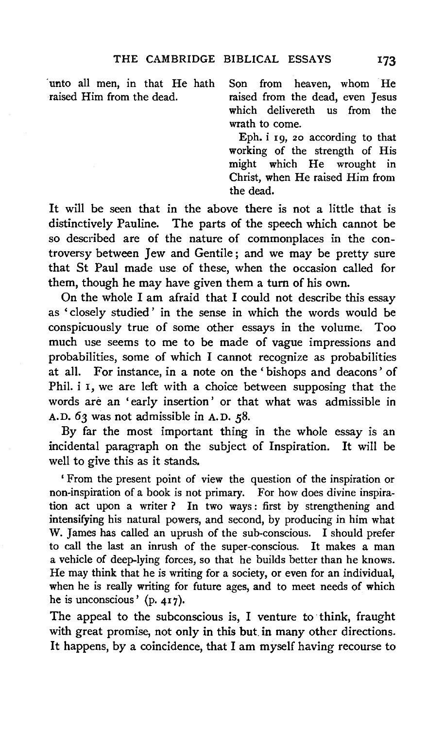unto all men, in that He hath raised Him from the dead.

Son from heaven, whom He raised from the dead, even Jesus which delivereth us from the wrath to come.

Eph. i 19, 20 according to that working of the strength of His might which He wrought in Christ, when He raised Him from the dead.

It will be seen that in the above there is not a little that is distinctively Pauline. The parts of the speech which cannot be so described are of the nature of commonplaces in the controversy between Jew and Gentile; and we may be pretty sure that St Paul made use of these, when the occasion called for them, though he may have given them a turn of his own.

On the whole I am afraid that I could not describe this essay as 'closely studied' in the sense in which the words would be conspicuously true of some other essays in the volume. Too much use seems to me to be made of vague impressions and probabilities, some of which I cannot recognize as probabilities at all. For instance, in a note on the 'bishops and deacons' of Phil. i 1, we are left with a choice between supposing that the words are an 'early insertion' or that what was admissible in A.D. 63 was not admissible in A.D. 58.

By far the most important thing in the whole essay is an incidental paragraph on the subject of Inspiration. It will be well to give this as it stands.

> 'From the present point of view the question of the inspiration or non-inspiration of a book is not primary. For how does divine inspiration act upon a writer? In two ways: first by strengthening and intensifying his natural powers, and second, by producing in him what W. James has called an uprush of the sub-conscious. I should prefer to call the last an inrush of the super-conscious. It makes a man a vehicle of deep-lying forces, so that he builds better than he knows. He may think that he is writing for a society, or even for an individual, when he is really writing for future ages, and to meet needs of which he is unconscious' (p. 417).

The appeal to the subconscious is, I venture to think, fraught with great promise, not only in this but in many other directions. It happens, by a coincidence, that I am myself having recourse to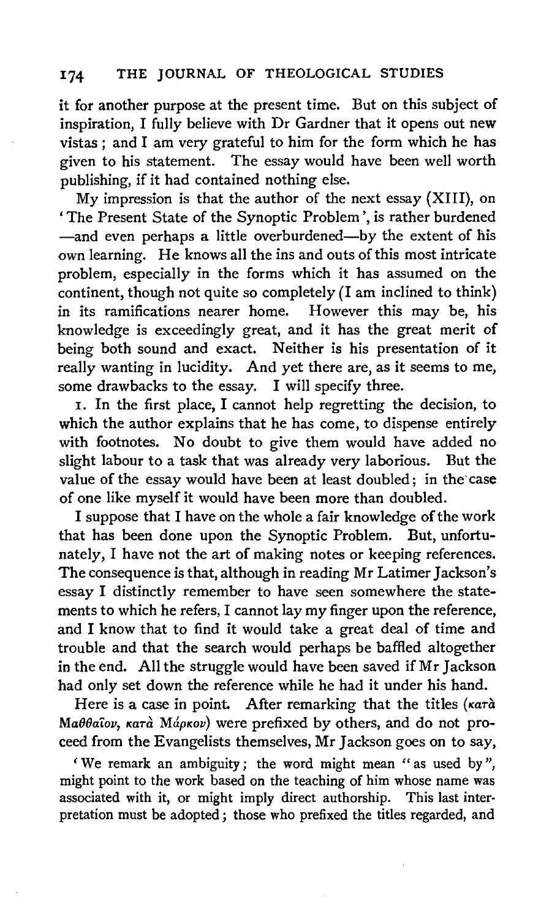it for another purpose at the present time. But on this subject of inspiration, I fully believe with Dr Gardner that it opens out new vistas; and I am very grateful to him for the form which he has given to his statement. The essay would have been well worth publishing, if it had contained nothing else.

My impression is that the author of the next essay (XIII), on 'The Present State of the Synoptic Problem', is rather burdened —and even perhaps a little overburdened—by the extent of his own learning. He knows all the ins and outs of this most intricate problem, especially in the forms which it has assumed on the continent, though not quite so completely (I am inclined to think) in its ramifications nearer home. However this may be, his knowledge is exceedingly great, and it has the great merit of being both sound and exact. Neither is his presentation of it really wanting in lucidity. And yet there are, as it seems to me, some drawbacks to the essay. I will specify three.

1. In the first place, I cannot help regretting the decision, to which the author explains that he has come, to dispense entirely with footnotes. No doubt to give them would have added no slight labour to a task that was already very laborious. But the value of the essay would have been at least doubled; in the case of one like myself it would have been more than doubled.

I suppose that I have on the whole a fair knowledge of the work that has been done upon the Synoptic Problem. But, unfortunately, I have not the art of making notes or keeping references. The consequence is that, although in reading Mr Latimer Jackson's essay I distinctly remember to have seen somewhere the statements to which he refers, I cannot lay my finger upon the reference, and I know that to find it would take a great deal of time and trouble and that the search would perhaps be baffled altogether in the end. All the struggle would have been saved if Mr Jackson had only set down the reference while he had it under his hand.

Here is a case in point. After remarking that the titles (κατὰ Μαθθαῖον, κατὰ Μάρκον) were prefixed by others, and do not proceed from the Evangelists themselves, Mr Jackson goes on to say,

'We remark an ambiguity; the word might mean "as used by", might point to the work based on the teaching of him whose name was associated with it, or might imply direct authorship. This last interpretation must be adopted; those who prefixed the titles regarded, and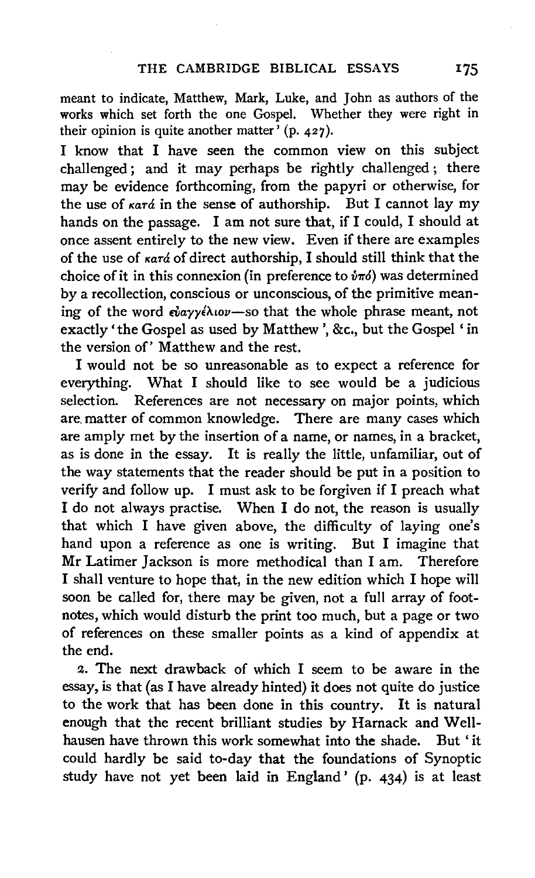meant to indicate, Matthew, Mark, Luke, and John as authors of the works which set forth the one Gospel. Whether they were right in their opinion is quite another matter' (p. 427).

I know that I have seen the common view on this subject challenged; and it may perhaps be rightly challenged; there may be evidence forthcoming, from the papyri or otherwise, for the use of *κατά* in the sense of authorship. But I cannot lay my hands on the passage. I am not sure that, if I could, I should at once assent entirely to the new view. Even if there are examples of the use of *κατά* of direct authorship, I should still think that the choice of it in this connexion (in preference to *ὑπό*) was determined by a recollection, conscious or unconscious, of the primitive meaning of the word *εὐαγγέλιον*—so that the whole phrase meant, not exactly 'the Gospel as used by Matthew', &c., but the Gospel 'in the version of' Matthew and the rest.

I would not be so unreasonable as to expect a reference for everything. What I should like to see would be a judicious selection. References are not necessary on major points, which are matter of common knowledge. There are many cases which are amply met by the insertion of a name, or names, in a bracket, as is done in the essay. It is really the little, unfamiliar, out of the way statements that the reader should be put in a position to verify and follow up. I must ask to be forgiven if I preach what I do not always practise. When I do not, the reason is usually that which I have given above, the difficulty of laying one's hand upon a reference as one is writing. But I imagine that Mr Latimer Jackson is more methodical than I am. Therefore I shall venture to hope that, in the new edition which I hope will soon be called for, there may be given, not a full array of footnotes, which would disturb the print too much, but a page or two of references on these smaller points as a kind of appendix at the end.

2. The next drawback of which I seem to be aware in the essay, is that (as I have already hinted) it does not quite do justice to the work that has been done in this country. It is natural enough that the recent brilliant studies by Harnack and Wellhausen have thrown this work somewhat into the shade. But 'it could hardly be said to-day that the foundations of Synoptic study have not yet been laid in England' (p. 434) is at least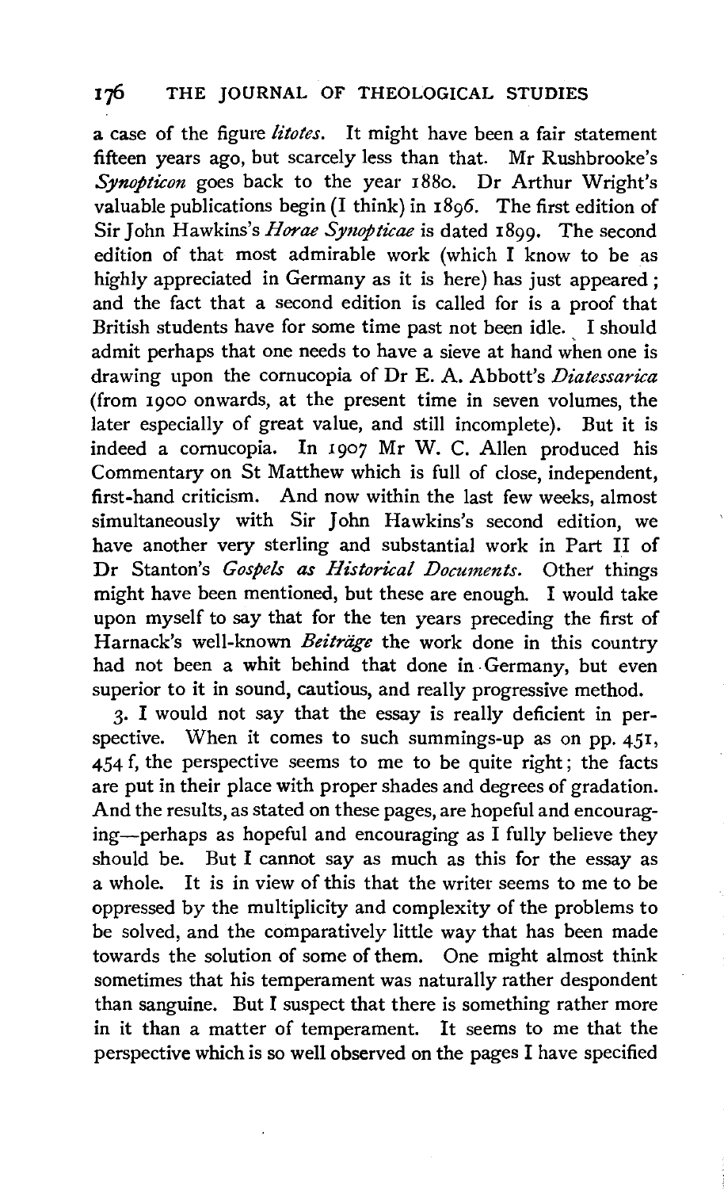a case of the figure *litotes*. It might have been a fair statement fifteen years ago, but scarcely less than that. Mr Rushbrooke's *Synopticon* goes back to the year 1880. Dr Arthur Wright's valuable publications begin (I think) in 1896. The first edition of Sir John Hawkins's *Horae Synopticae* is dated 1899. The second edition of that most admirable work (which I know to be as highly appreciated in Germany as it is here) has just appeared; and the fact that a second edition is called for is a proof that British students have for some time past not been idle. I should admit perhaps that one needs to have a sieve at hand when one is drawing upon the cornucopia of Dr E. A. Abbott's *Diatessarica* (from 1900 onwards, at the present time in seven volumes, the later especially of great value, and still incomplete). But it is indeed a cornucopia. In 1907 Mr W. C. Allen produced his Commentary on St Matthew which is full of close, independent, first-hand criticism. And now within the last few weeks, almost simultaneously with Sir John Hawkins's second edition, we have another very sterling and substantial work in Part II of Dr Stanton's *Gospels as Historical Documents*. Other things might have been mentioned, but these are enough. I would take upon myself to say that for the ten years preceding the first of Harnack's well-known *Beiträge* the work done in this country had not been a whit behind that done in Germany, but even superior to it in sound, cautious, and really progressive method.

3. I would not say that the essay is really deficient in perspective. When it comes to such summings-up as on pp. 451, 454 f, the perspective seems to me to be quite right; the facts are put in their place with proper shades and degrees of gradation. And the results, as stated on these pages, are hopeful and encouraging—perhaps as hopeful and encouraging as I fully believe they should be. But I cannot say as much as this for the essay as a whole. It is in view of this that the writer seems to me to be oppressed by the multiplicity and complexity of the problems to be solved, and the comparatively little way that has been made towards the solution of some of them. One might almost think sometimes that his temperament was naturally rather despondent than sanguine. But I suspect that there is something rather more in it than a matter of temperament. It seems to me that the perspective which is so well observed on the pages I have specified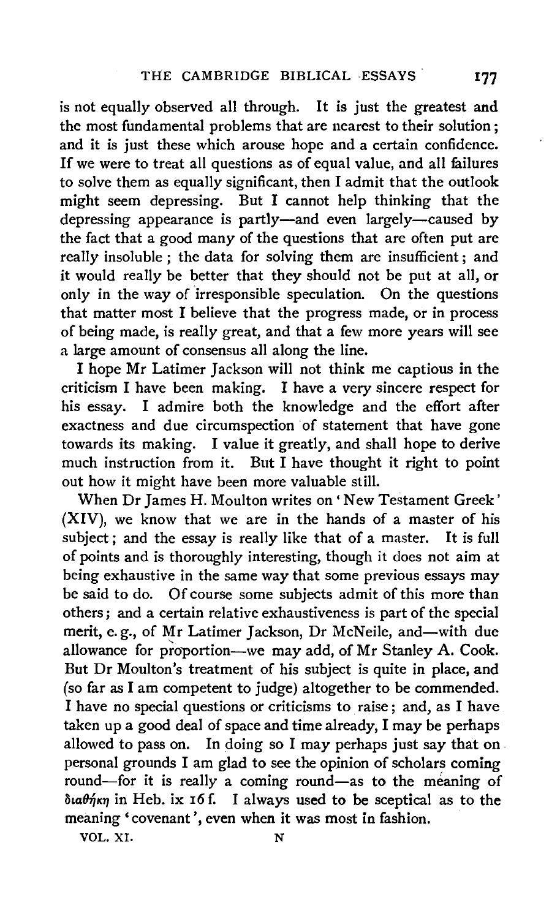is not equally observed all through. It is just the greatest and the most fundamental problems that are nearest to their solution; and it is just these which arouse hope and a certain confidence. If we were to treat all questions as of equal value, and all failures to solve them as equally significant, then I admit that the outlook might seem depressing. But I cannot help thinking that the depressing appearance is partly—and even largely—caused by the fact that a good many of the questions that are often put are really insoluble; the data for solving them are insufficient; and it would really be better that they should not be put at all, or only in the way of irresponsible speculation. On the questions that matter most I believe that the progress made, or in process of being made, is really great, and that a few more years will see a large amount of consensus all along the line.

I hope Mr Latimer Jackson will not think me captious in the criticism I have been making. I have a very sincere respect for his essay. I admire both the knowledge and the effort after exactness and due circumspection of statement that have gone towards its making. I value it greatly, and shall hope to derive much instruction from it. But I have thought it right to point out how it might have been more valuable still.

When Dr James H. Moulton writes on 'New Testament Greek' (XIV), we know that we are in the hands of a master of his subject; and the essay is really like that of a master. It is full of points and is thoroughly interesting, though it does not aim at being exhaustive in the same way that some previous essays may be said to do. Of course some subjects admit of this more than others; and a certain relative exhaustiveness is part of the special merit, e.g., of Mr Latimer Jackson, Dr McNeile, and—with due allowance for proportion—we may add, of Mr Stanley A. Cook. But Dr Moulton's treatment of his subject is quite in place, and (so far as I am competent to judge) altogether to be commended. I have no special questions or criticisms to raise; and, as I have taken up a good deal of space and time already, I may be perhaps allowed to pass on. In doing so I may perhaps just say that on personal grounds I am glad to see the opinion of scholars coming round—for it is really a coming round—as to the meaning of διαθήκη in Heb. ix 16 f. I always used to be sceptical as to the meaning 'covenant', even when it was most in fashion.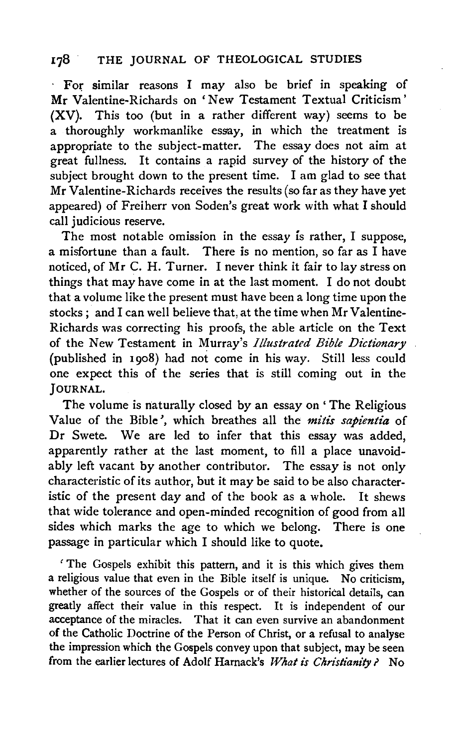For similar reasons I may also be brief in speaking of Mr Valentine-Richards on 'New Testament Textual Criticism' (XV). This too (but in a rather different way) seems to be a thoroughly workmanlike essay, in which the treatment is appropriate to the subject-matter. The essay does not aim at great fullness. It contains a rapid survey of the history of the subject brought down to the present time. I am glad to see that Mr Valentine-Richards receives the results (so far as they have yet appeared) of Freiherr von Soden's great work with what I should call judicious reserve.

The most notable omission in the essay is rather, I suppose, a misfortune than a fault. There is no mention, so far as I have noticed, of Mr C. H. Turner. I never think it fair to lay stress on things that may have come in at the last moment. I do not doubt that a volume like the present must have been a long time upon the stocks; and I can well believe that, at the time when Mr Valentine-Richards was correcting his proofs, the able article on the Text of the New Testament in Murray's *Illustrated Bible Dictionary* (published in 1908) had not come in his way. Still less could one expect this of the series that is still coming out in the JOURNAL.

The volume is naturally closed by an essay on 'The Religious Value of the Bible', which breathes all the *mitis sapientia* of Dr Swete. We are led to infer that this essay was added, apparently rather at the last moment, to fill a place unavoidably left vacant by another contributor. The essay is not only characteristic of its author, but it may be said to be also characteristic of the present day and of the book as a whole. It shews that wide tolerance and open-minded recognition of good from all sides which marks the age to which we belong. There is one passage in particular which I should like to quote.

'The Gospels exhibit this pattern, and it is this which gives them a religious value that even in the Bible itself is unique. No criticism, whether of the sources of the Gospels or of their historical details, can greatly affect their value in this respect. It is independent of our acceptance of the miracles. That it can even survive an abandonment of the Catholic Doctrine of the Person of Christ, or a refusal to analyse the impression which the Gospels convey upon that subject, may be seen from the earlier lectures of Adolf Harnack's *What is Christianity?* No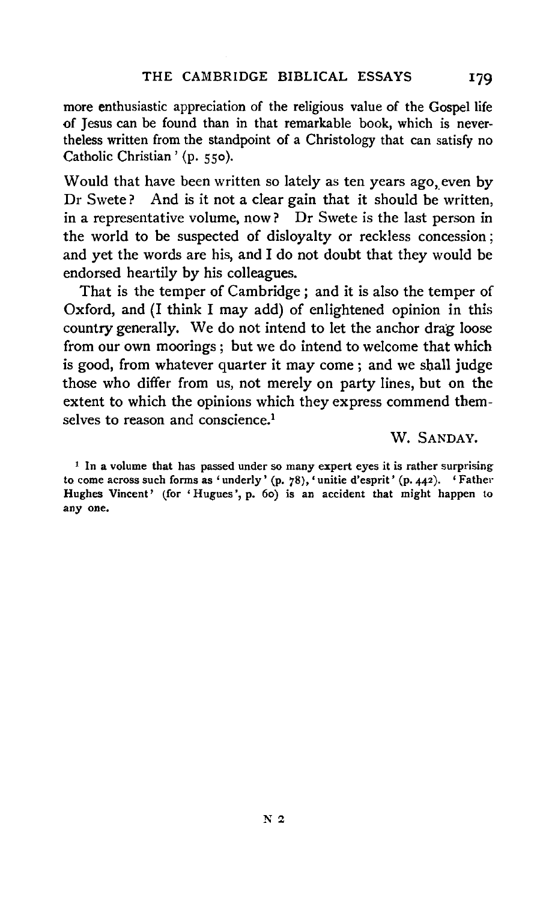more enthusiastic appreciation of the religious value of the Gospel life of Jesus can be found than in that remarkable book, which is nevertheless written from the standpoint of a Christology that can satisfy no Catholic Christian' (p. 550).

Would that have been written so lately as ten years ago, even by Dr Swete? And is it not a clear gain that it should be written, in a representative volume, now? Dr Swete is the last person in the world to be suspected of disloyalty or reckless concession; and yet the words are his, and I do not doubt that they would be endorsed heartily by his colleagues.

That is the temper of Cambridge; and it is also the temper of Oxford, and (I think I may add) of enlightened opinion in this country generally. We do not intend to let the anchor drag loose from our own moorings; but we do intend to welcome that which is good, from whatever quarter it may come; and we shall judge those who differ from us, not merely on party lines, but on the extent to which the opinions which they express commend themselves to reason and conscience.[1]

W. SANDAY.

[1] In a volume that has passed under so many expert eyes it is rather surprising to come across such forms as 'underly' (p. 78), 'unitie d'esprit' (p. 442). 'Father Hughes Vincent' (for 'Hugues', p. 60) is an accident that might happen to any one.